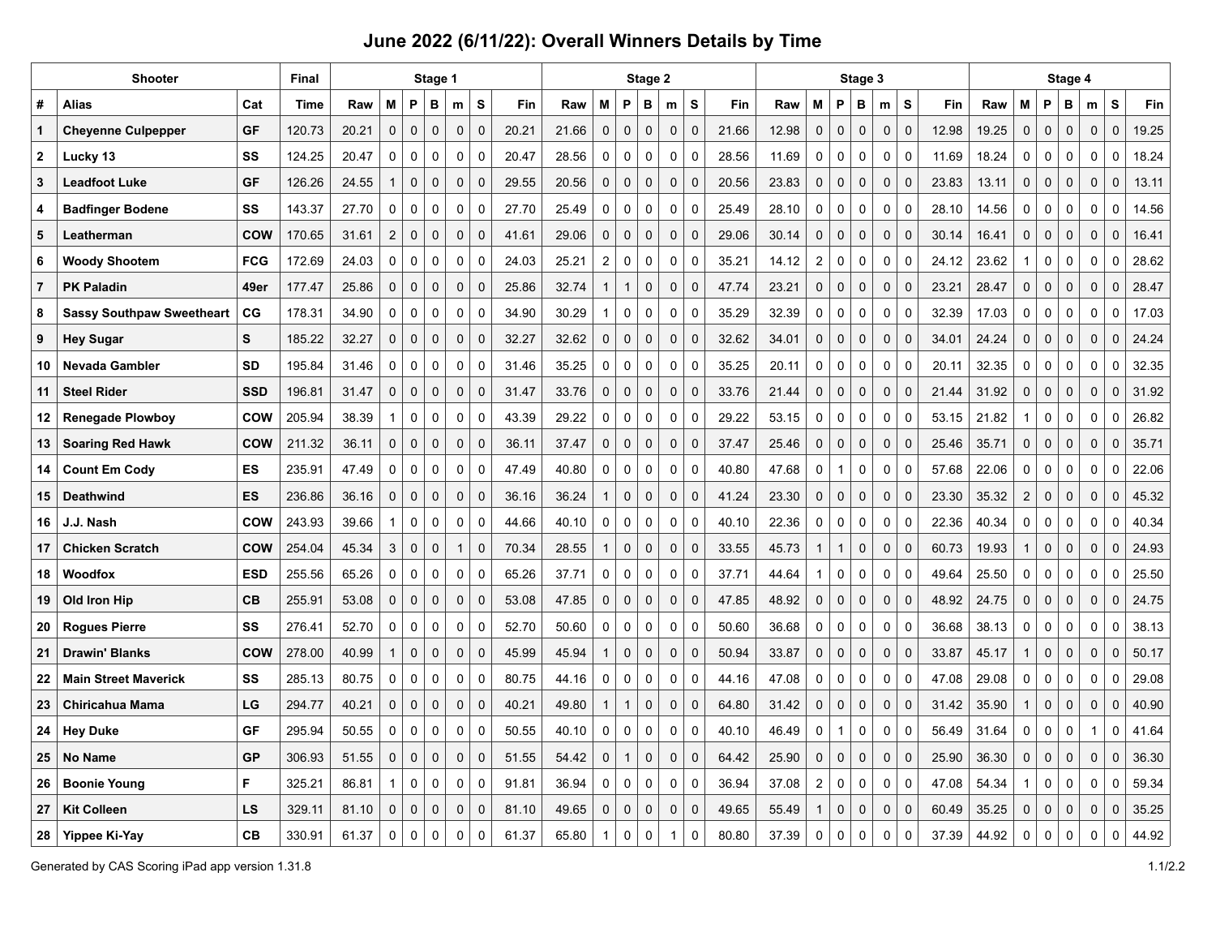## June 2022 (6/11/22): Overall Winners Details by Time

| Shooter | | | Final | Stage 1 | | | | | | | Stage 2 | | | | | | | Stage 3 | | | | | | | Stage 4 | | | | | | |
|---|---|---|---|---|---|---|---|---|---|---|---|---|---|---|---|---|---|---|---|---|---|---|---|---|---|---|---|---|---|---|---|
| # | Alias | Cat | Time | Raw | M | P | B | m | S | Fin | Raw | M | P | B | m | S | Fin | Raw | M | P | B | m | S | Fin | Raw | M | P | B | m | S | Fin |
| 1 | Cheyenne Culpepper | GF | 120.73 | 20.21 | 0 | 0 | 0 | 0 | 0 | 20.21 | 21.66 | 0 | 0 | 0 | 0 | 0 | 21.66 | 12.98 | 0 | 0 | 0 | 0 | 0 | 12.98 | 19.25 | 0 | 0 | 0 | 0 | 0 | 19.25 |
| 2 | Lucky 13 | SS | 124.25 | 20.47 | 0 | 0 | 0 | 0 | 0 | 20.47 | 28.56 | 0 | 0 | 0 | 0 | 0 | 28.56 | 11.69 | 0 | 0 | 0 | 0 | 0 | 11.69 | 18.24 | 0 | 0 | 0 | 0 | 0 | 18.24 |
| 3 | Leadfoot Luke | GF | 126.26 | 24.55 | 1 | 0 | 0 | 0 | 0 | 29.55 | 20.56 | 0 | 0 | 0 | 0 | 0 | 20.56 | 23.83 | 0 | 0 | 0 | 0 | 0 | 23.83 | 13.11 | 0 | 0 | 0 | 0 | 0 | 13.11 |
| 4 | Badfinger Bodene | SS | 143.37 | 27.70 | 0 | 0 | 0 | 0 | 0 | 27.70 | 25.49 | 0 | 0 | 0 | 0 | 0 | 25.49 | 28.10 | 0 | 0 | 0 | 0 | 0 | 28.10 | 14.56 | 0 | 0 | 0 | 0 | 0 | 14.56 |
| 5 | Leatherman | COW | 170.65 | 31.61 | 2 | 0 | 0 | 0 | 0 | 41.61 | 29.06 | 0 | 0 | 0 | 0 | 0 | 29.06 | 30.14 | 0 | 0 | 0 | 0 | 0 | 30.14 | 16.41 | 0 | 0 | 0 | 0 | 0 | 16.41 |
| 6 | Woody Shootem | FCG | 172.69 | 24.03 | 0 | 0 | 0 | 0 | 0 | 24.03 | 25.21 | 2 | 0 | 0 | 0 | 0 | 35.21 | 14.12 | 2 | 0 | 0 | 0 | 0 | 24.12 | 23.62 | 1 | 0 | 0 | 0 | 0 | 28.62 |
| 7 | PK Paladin | 49er | 177.47 | 25.86 | 0 | 0 | 0 | 0 | 0 | 25.86 | 32.74 | 1 | 1 | 0 | 0 | 0 | 47.74 | 23.21 | 0 | 0 | 0 | 0 | 0 | 23.21 | 28.47 | 0 | 0 | 0 | 0 | 0 | 28.47 |
| 8 | Sassy Southpaw Sweetheart | CG | 178.31 | 34.90 | 0 | 0 | 0 | 0 | 0 | 34.90 | 30.29 | 1 | 0 | 0 | 0 | 0 | 35.29 | 32.39 | 0 | 0 | 0 | 0 | 0 | 32.39 | 17.03 | 0 | 0 | 0 | 0 | 0 | 17.03 |
| 9 | Hey Sugar | S | 185.22 | 32.27 | 0 | 0 | 0 | 0 | 0 | 32.27 | 32.62 | 0 | 0 | 0 | 0 | 0 | 32.62 | 34.01 | 0 | 0 | 0 | 0 | 0 | 34.01 | 24.24 | 0 | 0 | 0 | 0 | 0 | 24.24 |
| 10 | Nevada Gambler | SD | 195.84 | 31.46 | 0 | 0 | 0 | 0 | 0 | 31.46 | 35.25 | 0 | 0 | 0 | 0 | 0 | 35.25 | 20.11 | 0 | 0 | 0 | 0 | 0 | 20.11 | 32.35 | 0 | 0 | 0 | 0 | 0 | 32.35 |
| 11 | Steel Rider | SSD | 196.81 | 31.47 | 0 | 0 | 0 | 0 | 0 | 31.47 | 33.76 | 0 | 0 | 0 | 0 | 0 | 33.76 | 21.44 | 0 | 0 | 0 | 0 | 0 | 21.44 | 31.92 | 0 | 0 | 0 | 0 | 0 | 31.92 |
| 12 | Renegade Plowboy | COW | 205.94 | 38.39 | 1 | 0 | 0 | 0 | 0 | 43.39 | 29.22 | 0 | 0 | 0 | 0 | 0 | 29.22 | 53.15 | 0 | 0 | 0 | 0 | 0 | 53.15 | 21.82 | 1 | 0 | 0 | 0 | 0 | 26.82 |
| 13 | Soaring Red Hawk | COW | 211.32 | 36.11 | 0 | 0 | 0 | 0 | 0 | 36.11 | 37.47 | 0 | 0 | 0 | 0 | 0 | 37.47 | 25.46 | 0 | 0 | 0 | 0 | 0 | 25.46 | 35.71 | 0 | 0 | 0 | 0 | 0 | 35.71 |
| 14 | Count Em Cody | ES | 235.91 | 47.49 | 0 | 0 | 0 | 0 | 0 | 47.49 | 40.80 | 0 | 0 | 0 | 0 | 0 | 40.80 | 47.68 | 0 | 1 | 0 | 0 | 0 | 57.68 | 22.06 | 0 | 0 | 0 | 0 | 0 | 22.06 |
| 15 | Deathwind | ES | 236.86 | 36.16 | 0 | 0 | 0 | 0 | 0 | 36.16 | 36.24 | 1 | 0 | 0 | 0 | 0 | 41.24 | 23.30 | 0 | 0 | 0 | 0 | 0 | 23.30 | 35.32 | 2 | 0 | 0 | 0 | 0 | 45.32 |
| 16 | J.J. Nash | COW | 243.93 | 39.66 | 1 | 0 | 0 | 0 | 0 | 44.66 | 40.10 | 0 | 0 | 0 | 0 | 0 | 40.10 | 22.36 | 0 | 0 | 0 | 0 | 0 | 22.36 | 40.34 | 0 | 0 | 0 | 0 | 0 | 40.34 |
| 17 | Chicken Scratch | COW | 254.04 | 45.34 | 3 | 0 | 0 | 1 | 0 | 70.34 | 28.55 | 1 | 0 | 0 | 0 | 0 | 33.55 | 45.73 | 1 | 1 | 0 | 0 | 0 | 60.73 | 19.93 | 1 | 0 | 0 | 0 | 0 | 24.93 |
| 18 | Woodfox | ESD | 255.56 | 65.26 | 0 | 0 | 0 | 0 | 0 | 65.26 | 37.71 | 0 | 0 | 0 | 0 | 0 | 37.71 | 44.64 | 1 | 0 | 0 | 0 | 0 | 49.64 | 25.50 | 0 | 0 | 0 | 0 | 0 | 25.50 |
| 19 | Old Iron Hip | CB | 255.91 | 53.08 | 0 | 0 | 0 | 0 | 0 | 53.08 | 47.85 | 0 | 0 | 0 | 0 | 0 | 47.85 | 48.92 | 0 | 0 | 0 | 0 | 0 | 48.92 | 24.75 | 0 | 0 | 0 | 0 | 0 | 24.75 |
| 20 | Rogues Pierre | SS | 276.41 | 52.70 | 0 | 0 | 0 | 0 | 0 | 52.70 | 50.60 | 0 | 0 | 0 | 0 | 0 | 50.60 | 36.68 | 0 | 0 | 0 | 0 | 0 | 36.68 | 38.13 | 0 | 0 | 0 | 0 | 0 | 38.13 |
| 21 | Drawin' Blanks | COW | 278.00 | 40.99 | 1 | 0 | 0 | 0 | 0 | 45.99 | 45.94 | 1 | 0 | 0 | 0 | 0 | 50.94 | 33.87 | 0 | 0 | 0 | 0 | 0 | 33.87 | 45.17 | 1 | 0 | 0 | 0 | 0 | 50.17 |
| 22 | Main Street Maverick | SS | 285.13 | 80.75 | 0 | 0 | 0 | 0 | 0 | 80.75 | 44.16 | 0 | 0 | 0 | 0 | 0 | 44.16 | 47.08 | 0 | 0 | 0 | 0 | 0 | 47.08 | 29.08 | 0 | 0 | 0 | 0 | 0 | 29.08 |
| 23 | Chiricahua Mama | LG | 294.77 | 40.21 | 0 | 0 | 0 | 0 | 0 | 40.21 | 49.80 | 1 | 1 | 0 | 0 | 0 | 64.80 | 31.42 | 0 | 0 | 0 | 0 | 0 | 31.42 | 35.90 | 1 | 0 | 0 | 0 | 0 | 40.90 |
| 24 | Hey Duke | GF | 295.94 | 50.55 | 0 | 0 | 0 | 0 | 0 | 50.55 | 40.10 | 0 | 0 | 0 | 0 | 0 | 40.10 | 46.49 | 0 | 1 | 0 | 0 | 0 | 56.49 | 31.64 | 0 | 0 | 0 | 1 | 0 | 41.64 |
| 25 | No Name | GP | 306.93 | 51.55 | 0 | 0 | 0 | 0 | 0 | 51.55 | 54.42 | 0 | 1 | 0 | 0 | 0 | 64.42 | 25.90 | 0 | 0 | 0 | 0 | 0 | 25.90 | 36.30 | 0 | 0 | 0 | 0 | 0 | 36.30 |
| 26 | Boonie Young | F | 325.21 | 86.81 | 1 | 0 | 0 | 0 | 0 | 91.81 | 36.94 | 0 | 0 | 0 | 0 | 0 | 36.94 | 37.08 | 2 | 0 | 0 | 0 | 0 | 47.08 | 54.34 | 1 | 0 | 0 | 0 | 0 | 59.34 |
| 27 | Kit Colleen | LS | 329.11 | 81.10 | 0 | 0 | 0 | 0 | 0 | 81.10 | 49.65 | 0 | 0 | 0 | 0 | 0 | 49.65 | 55.49 | 1 | 0 | 0 | 0 | 0 | 60.49 | 35.25 | 0 | 0 | 0 | 0 | 0 | 35.25 |
| 28 | Yippee Ki-Yay | CB | 330.91 | 61.37 | 0 | 0 | 0 | 0 | 0 | 61.37 | 65.80 | 1 | 0 | 0 | 1 | 0 | 80.80 | 37.39 | 0 | 0 | 0 | 0 | 0 | 37.39 | 44.92 | 0 | 0 | 0 | 0 | 0 | 44.92 |

Generated by CAS Scoring iPad app version 1.31.8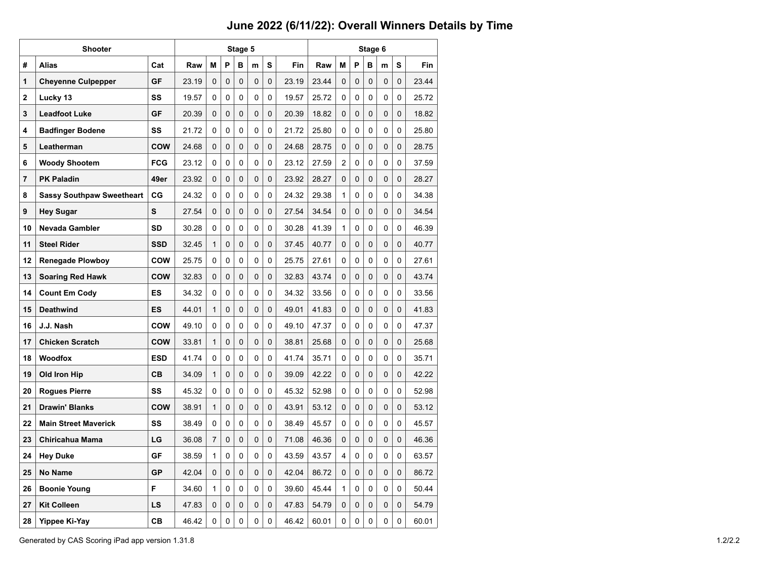# June 2022 (6/11/22): Overall Winners Details by Time

| Shooter | | | Stage 5 | | | | | | | Stage 6 | | | | | | |
|---|---|---|---|---|---|---|---|---|---|---|---|---|---|---|---|---|
| # | Alias | Cat | Raw | M | P | B | m | S | Fin | Raw | M | P | B | m | S | Fin |
| 1 | Cheyenne Culpepper | GF | 23.19 | 0 | 0 | 0 | 0 | 0 | 23.19 | 23.44 | 0 | 0 | 0 | 0 | 0 | 23.44 |
| 2 | Lucky 13 | SS | 19.57 | 0 | 0 | 0 | 0 | 0 | 19.57 | 25.72 | 0 | 0 | 0 | 0 | 0 | 25.72 |
| 3 | Leadfoot Luke | GF | 20.39 | 0 | 0 | 0 | 0 | 0 | 20.39 | 18.82 | 0 | 0 | 0 | 0 | 0 | 18.82 |
| 4 | Badfinger Bodene | SS | 21.72 | 0 | 0 | 0 | 0 | 0 | 21.72 | 25.80 | 0 | 0 | 0 | 0 | 0 | 25.80 |
| 5 | Leatherman | COW | 24.68 | 0 | 0 | 0 | 0 | 0 | 24.68 | 28.75 | 0 | 0 | 0 | 0 | 0 | 28.75 |
| 6 | Woody Shootem | FCG | 23.12 | 0 | 0 | 0 | 0 | 0 | 23.12 | 27.59 | 2 | 0 | 0 | 0 | 0 | 37.59 |
| 7 | PK Paladin | 49er | 23.92 | 0 | 0 | 0 | 0 | 0 | 23.92 | 28.27 | 0 | 0 | 0 | 0 | 0 | 28.27 |
| 8 | Sassy Southpaw Sweetheart | CG | 24.32 | 0 | 0 | 0 | 0 | 0 | 24.32 | 29.38 | 1 | 0 | 0 | 0 | 0 | 34.38 |
| 9 | Hey Sugar | S | 27.54 | 0 | 0 | 0 | 0 | 0 | 27.54 | 34.54 | 0 | 0 | 0 | 0 | 0 | 34.54 |
| 10 | Nevada Gambler | SD | 30.28 | 0 | 0 | 0 | 0 | 0 | 30.28 | 41.39 | 1 | 0 | 0 | 0 | 0 | 46.39 |
| 11 | Steel Rider | SSD | 32.45 | 1 | 0 | 0 | 0 | 0 | 37.45 | 40.77 | 0 | 0 | 0 | 0 | 0 | 40.77 |
| 12 | Renegade Plowboy | COW | 25.75 | 0 | 0 | 0 | 0 | 0 | 25.75 | 27.61 | 0 | 0 | 0 | 0 | 0 | 27.61 |
| 13 | Soaring Red Hawk | COW | 32.83 | 0 | 0 | 0 | 0 | 0 | 32.83 | 43.74 | 0 | 0 | 0 | 0 | 0 | 43.74 |
| 14 | Count Em Cody | ES | 34.32 | 0 | 0 | 0 | 0 | 0 | 34.32 | 33.56 | 0 | 0 | 0 | 0 | 0 | 33.56 |
| 15 | Deathwind | ES | 44.01 | 1 | 0 | 0 | 0 | 0 | 49.01 | 41.83 | 0 | 0 | 0 | 0 | 0 | 41.83 |
| 16 | J.J. Nash | COW | 49.10 | 0 | 0 | 0 | 0 | 0 | 49.10 | 47.37 | 0 | 0 | 0 | 0 | 0 | 47.37 |
| 17 | Chicken Scratch | COW | 33.81 | 1 | 0 | 0 | 0 | 0 | 38.81 | 25.68 | 0 | 0 | 0 | 0 | 0 | 25.68 |
| 18 | Woodfox | ESD | 41.74 | 0 | 0 | 0 | 0 | 0 | 41.74 | 35.71 | 0 | 0 | 0 | 0 | 0 | 35.71 |
| 19 | Old Iron Hip | CB | 34.09 | 1 | 0 | 0 | 0 | 0 | 39.09 | 42.22 | 0 | 0 | 0 | 0 | 0 | 42.22 |
| 20 | Rogues Pierre | SS | 45.32 | 0 | 0 | 0 | 0 | 0 | 45.32 | 52.98 | 0 | 0 | 0 | 0 | 0 | 52.98 |
| 21 | Drawin' Blanks | COW | 38.91 | 1 | 0 | 0 | 0 | 0 | 43.91 | 53.12 | 0 | 0 | 0 | 0 | 0 | 53.12 |
| 22 | Main Street Maverick | SS | 38.49 | 0 | 0 | 0 | 0 | 0 | 38.49 | 45.57 | 0 | 0 | 0 | 0 | 0 | 45.57 |
| 23 | Chiricahua Mama | LG | 36.08 | 7 | 0 | 0 | 0 | 0 | 71.08 | 46.36 | 0 | 0 | 0 | 0 | 0 | 46.36 |
| 24 | Hey Duke | GF | 38.59 | 1 | 0 | 0 | 0 | 0 | 43.59 | 43.57 | 4 | 0 | 0 | 0 | 0 | 63.57 |
| 25 | No Name | GP | 42.04 | 0 | 0 | 0 | 0 | 0 | 42.04 | 86.72 | 0 | 0 | 0 | 0 | 0 | 86.72 |
| 26 | Boonie Young | F | 34.60 | 1 | 0 | 0 | 0 | 0 | 39.60 | 45.44 | 1 | 0 | 0 | 0 | 0 | 50.44 |
| 27 | Kit Colleen | LS | 47.83 | 0 | 0 | 0 | 0 | 0 | 47.83 | 54.79 | 0 | 0 | 0 | 0 | 0 | 54.79 |
| 28 | Yippee Ki-Yay | CB | 46.42 | 0 | 0 | 0 | 0 | 0 | 46.42 | 60.01 | 0 | 0 | 0 | 0 | 0 | 60.01 |

Generated by CAS Scoring iPad app version 1.31.8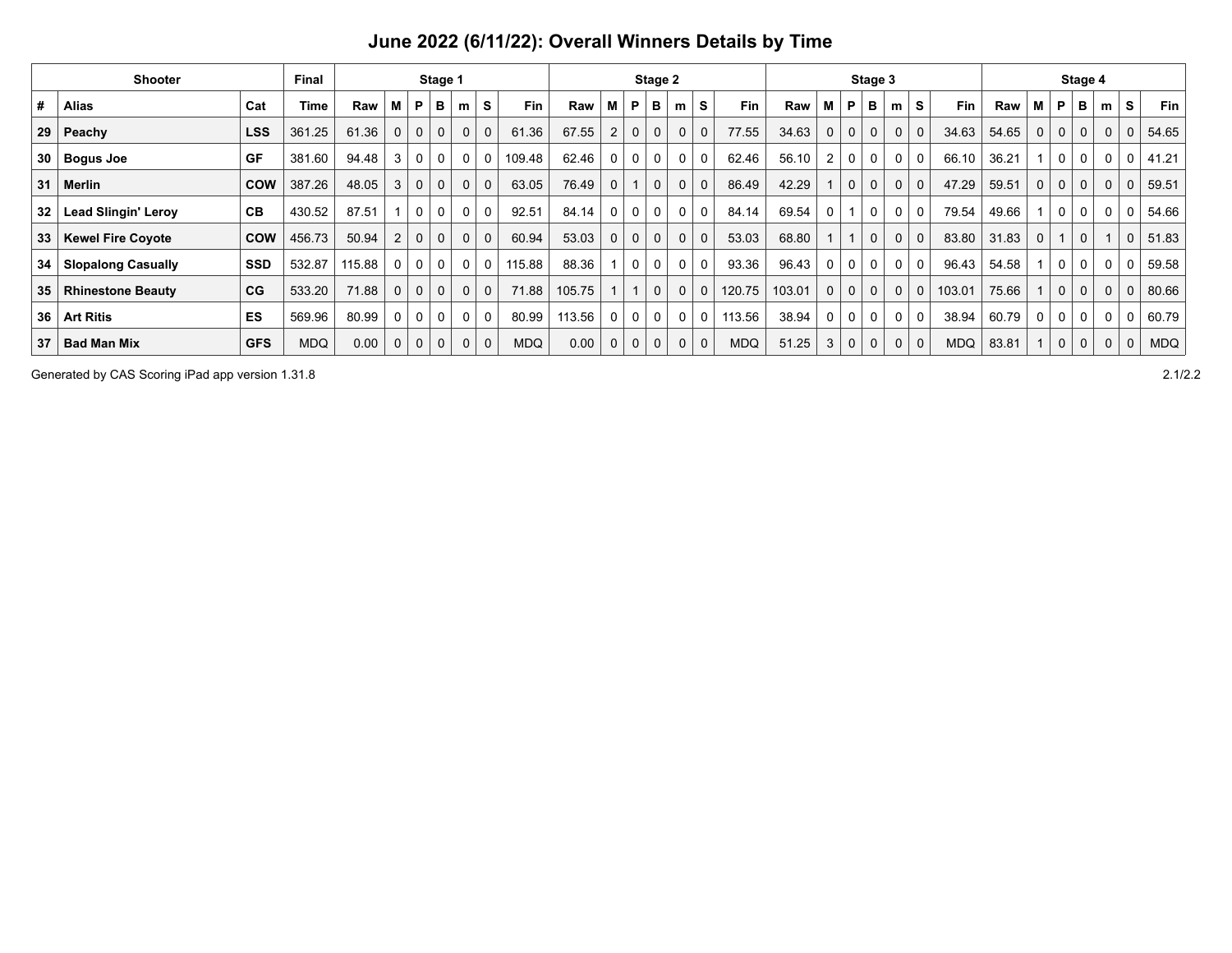## June 2022 (6/11/22): Overall Winners Details by Time

| Shooter | | | Final | Stage 1 | | | | | | | Stage 2 | | | | | | | Stage 3 | | | | | | | Stage 4 | | | | | | |
|---|---|---|---|---|---|---|---|---|---|---|---|---|---|---|---|---|---|---|---|---|---|---|---|---|---|---|---|---|---|---|---|
| # | Alias | Cat | Time | Raw | M | P | B | m | S | Fin | Raw | M | P | B | m | S | Fin | Raw | M | P | B | m | S | Fin | Raw | M | P | B | m | S | Fin |
| 29 | Peachy | LSS | 361.25 | 61.36 | 0 | 0 | 0 | 0 | 0 | 61.36 | 67.55 | 2 | 0 | 0 | 0 | 0 | 77.55 | 34.63 | 0 | 0 | 0 | 0 | 0 | 34.63 | 54.65 | 0 | 0 | 0 | 0 | 0 | 54.65 |
| 30 | Bogus Joe | GF | 381.60 | 94.48 | 3 | 0 | 0 | 0 | 0 | 109.48 | 62.46 | 0 | 0 | 0 | 0 | 0 | 62.46 | 56.10 | 2 | 0 | 0 | 0 | 0 | 66.10 | 36.21 | 1 | 0 | 0 | 0 | 0 | 41.21 |
| 31 | Merlin | COW | 387.26 | 48.05 | 3 | 0 | 0 | 0 | 0 | 63.05 | 76.49 | 0 | 1 | 0 | 0 | 0 | 86.49 | 42.29 | 1 | 0 | 0 | 0 | 0 | 47.29 | 59.51 | 0 | 0 | 0 | 0 | 0 | 59.51 |
| 32 | Lead Slingin' Leroy | CB | 430.52 | 87.51 | 1 | 0 | 0 | 0 | 0 | 92.51 | 84.14 | 0 | 0 | 0 | 0 | 0 | 84.14 | 69.54 | 0 | 1 | 0 | 0 | 0 | 79.54 | 49.66 | 1 | 0 | 0 | 0 | 0 | 54.66 |
| 33 | Kewel Fire Coyote | COW | 456.73 | 50.94 | 2 | 0 | 0 | 0 | 0 | 60.94 | 53.03 | 0 | 0 | 0 | 0 | 0 | 53.03 | 68.80 | 1 | 1 | 0 | 0 | 0 | 83.80 | 31.83 | 0 | 1 | 0 | 1 | 0 | 51.83 |
| 34 | Slopalong Casually | SSD | 532.87 | 115.88 | 0 | 0 | 0 | 0 | 0 | 115.88 | 88.36 | 1 | 0 | 0 | 0 | 0 | 93.36 | 96.43 | 0 | 0 | 0 | 0 | 0 | 96.43 | 54.58 | 1 | 0 | 0 | 0 | 0 | 59.58 |
| 35 | Rhinestone Beauty | CG | 533.20 | 71.88 | 0 | 0 | 0 | 0 | 0 | 71.88 | 105.75 | 1 | 1 | 0 | 0 | 0 | 120.75 | 103.01 | 0 | 0 | 0 | 0 | 0 | 103.01 | 75.66 | 1 | 0 | 0 | 0 | 0 | 80.66 |
| 36 | Art Ritis | ES | 569.96 | 80.99 | 0 | 0 | 0 | 0 | 0 | 80.99 | 113.56 | 0 | 0 | 0 | 0 | 0 | 113.56 | 38.94 | 0 | 0 | 0 | 0 | 0 | 38.94 | 60.79 | 0 | 0 | 0 | 0 | 0 | 60.79 |
| 37 | Bad Man Mix | GFS | MDQ | 0.00 | 0 | 0 | 0 | 0 | 0 | MDQ | 0.00 | 0 | 0 | 0 | 0 | 0 | MDQ | 51.25 | 3 | 0 | 0 | 0 | 0 | MDQ | 83.81 | 1 | 0 | 0 | 0 | 0 | MDQ |

Generated by CAS Scoring iPad app version 1.31.8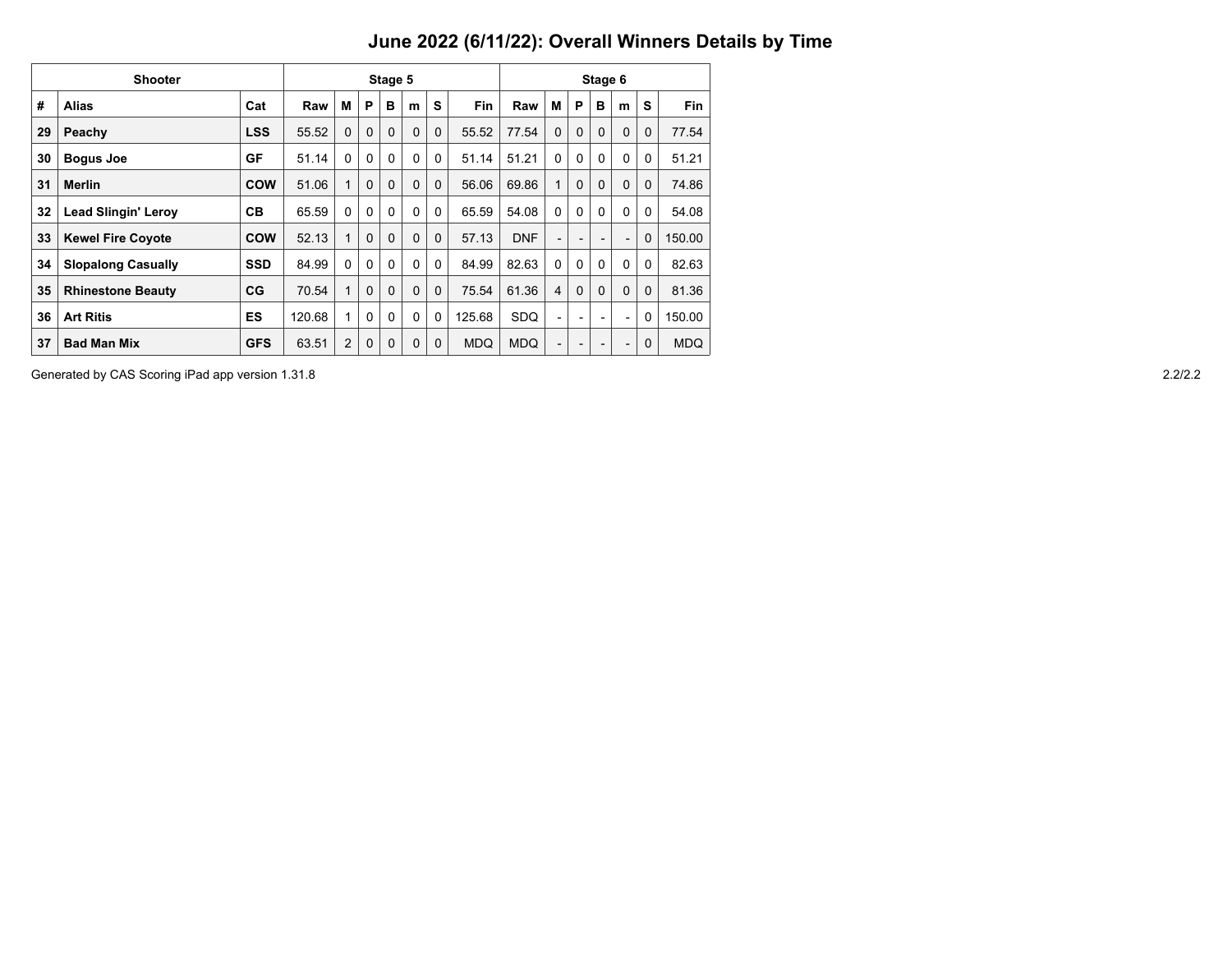# June 2022 (6/11/22): Overall Winners Details by Time

| Shooter | | | Stage 5 | | | | | | | Stage 6 | | | | | | |
|---|---|---|---|---|---|---|---|---|---|---|---|---|---|---|---|---|
| # | Alias | Cat | Raw | M | P | B | m | S | Fin | Raw | M | P | B | m | S | Fin |
| 29 | **Peachy** | **LSS** | 55.52 | 0 | 0 | 0 | 0 | 0 | 55.52 | 77.54 | 0 | 0 | 0 | 0 | 0 | 77.54 |
| 30 | **Bogus Joe** | **GF** | 51.14 | 0 | 0 | 0 | 0 | 0 | 51.14 | 51.21 | 0 | 0 | 0 | 0 | 0 | 51.21 |
| 31 | **Merlin** | **COW** | 51.06 | 1 | 0 | 0 | 0 | 0 | 56.06 | 69.86 | 1 | 0 | 0 | 0 | 0 | 74.86 |
| 32 | **Lead Slingin' Leroy** | **CB** | 65.59 | 0 | 0 | 0 | 0 | 0 | 65.59 | 54.08 | 0 | 0 | 0 | 0 | 0 | 54.08 |
| 33 | **Kewel Fire Coyote** | **COW** | 52.13 | 1 | 0 | 0 | 0 | 0 | 57.13 | DNF | - | - | - | - | 0 | 150.00 |
| 34 | **Slopalong Casually** | **SSD** | 84.99 | 0 | 0 | 0 | 0 | 0 | 84.99 | 82.63 | 0 | 0 | 0 | 0 | 0 | 82.63 |
| 35 | **Rhinestone Beauty** | **CG** | 70.54 | 1 | 0 | 0 | 0 | 0 | 75.54 | 61.36 | 4 | 0 | 0 | 0 | 0 | 81.36 |
| 36 | **Art Ritis** | **ES** | 120.68 | 1 | 0 | 0 | 0 | 0 | 125.68 | SDQ | - | - | - | - | 0 | 150.00 |
| 37 | **Bad Man Mix** | **GFS** | 63.51 | 2 | 0 | 0 | 0 | 0 | MDQ | MDQ | - | - | - | - | 0 | MDQ |

Generated by CAS Scoring iPad app version 1.31.8